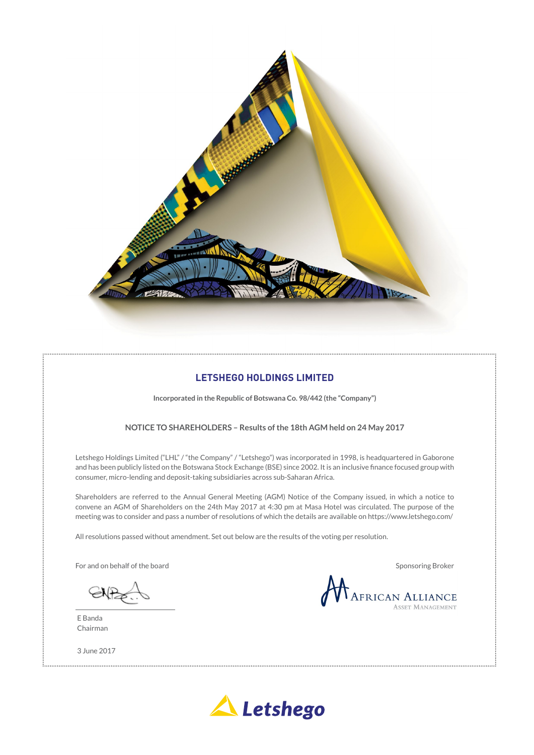# LETSHEGO HOLDINGS LIMITED

**Incorporated in the Republic of Botswana Co. 98/442 (the "Company")**

## NOTICE TO SHAREHOLDERS – Results of the 18th AGM held on 24 May 2017

Letshego Holdings Limited ("LHL" / "the Company" / "Letshego") was incorporated in 1998, is headquartered in Gaborone and has been publicly listed on the Botswana Stock Exchange (BSE) since 2002. It is an inclusive finance focused group with consumer, micro-lending and deposit-taking subsidiaries across sub-Saharan Africa.

Shareholders are referred to the Annual General Meeting (AGM) Notice of the Company issued, in which a notice to convene an AGM of Shareholders on the 24th May 2017 at 4:30 pm at Masa Hotel was circulated. The purpose of the meeting was to consider and pass a number of resolutions of which the details are available on https://www.letshego.com/

All resolutions passed without amendment. Set out below are the results of the voting per resolution.

For and on behalf of the board

E Banda
Chairman

3 June 2017

Sponsoring Broker

African Alliance Asset Management

Letshego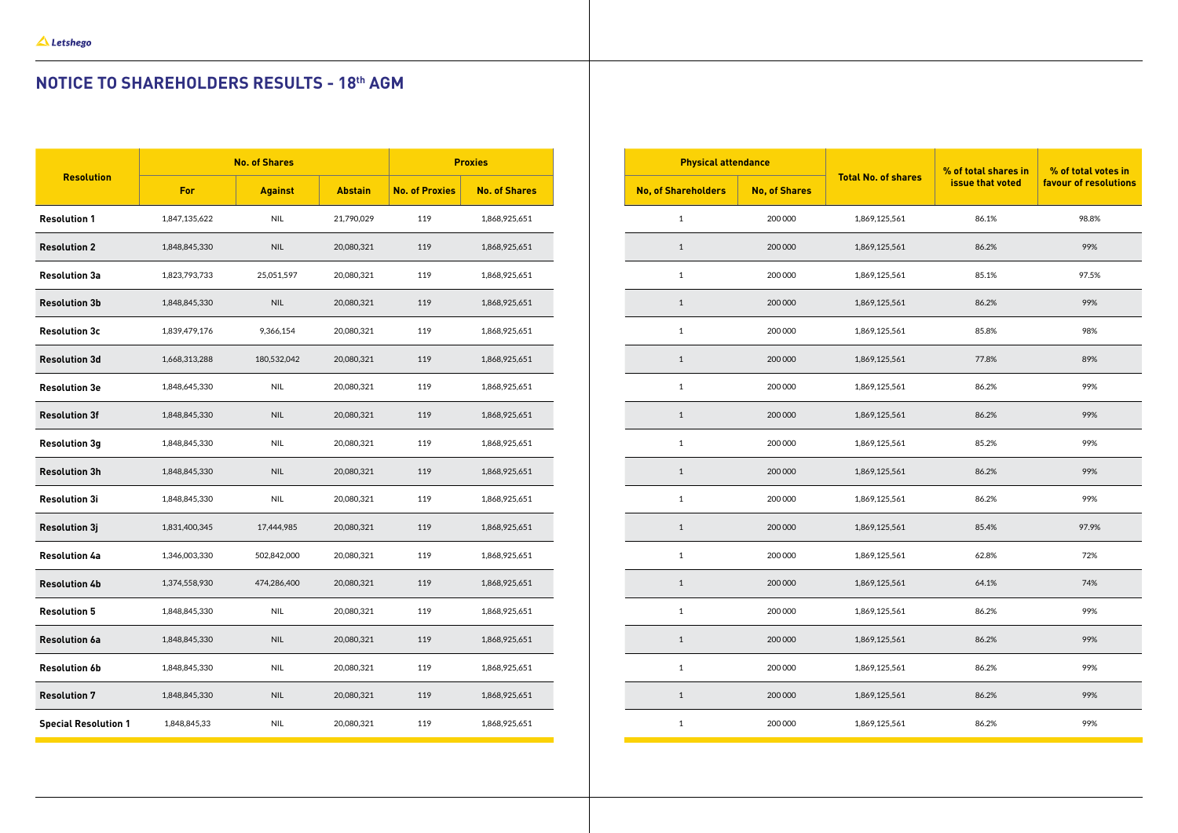## NOTICE TO SHAREHOLDERS RESULTS - 18th AGM

| Resolution | No. of Shares | | | Proxies | | Physical attendance | | Total No. of shares | % of total shares in issue that voted | % of total votes in favour of resolutions |
|---|---|---|---|---|---|---|---|---|---|---|
| | For | Against | Abstain | No. of Proxies | No. of Shares | No, of Shareholders | No, of Shares | | | |
| **Resolution 1** | 1,847,135,622 | NIL | 21,790,029 | 119 | 1,868,925,651 | 1 | 200 000 | 1,869,125,561 | 86.1% | 98.8% |
| **Resolution 2** | 1,848,845,330 | NIL | 20,080,321 | 119 | 1,868,925,651 | 1 | 200 000 | 1,869,125,561 | 86.2% | 99% |
| **Resolution 3a** | 1,823,793,733 | 25,051,597 | 20,080,321 | 119 | 1,868,925,651 | 1 | 200 000 | 1,869,125,561 | 85.1% | 97.5% |
| **Resolution 3b** | 1,848,845,330 | NIL | 20,080,321 | 119 | 1,868,925,651 | 1 | 200 000 | 1,869,125,561 | 86.2% | 99% |
| **Resolution 3c** | 1,839,479,176 | 9,366,154 | 20,080,321 | 119 | 1,868,925,651 | 1 | 200 000 | 1,869,125,561 | 85.8% | 98% |
| **Resolution 3d** | 1,668,313,288 | 180,532,042 | 20,080,321 | 119 | 1,868,925,651 | 1 | 200 000 | 1,869,125,561 | 77.8% | 89% |
| **Resolution 3e** | 1,848,645,330 | NIL | 20,080,321 | 119 | 1,868,925,651 | 1 | 200 000 | 1,869,125,561 | 86.2% | 99% |
| **Resolution 3f** | 1,848,845,330 | NIL | 20,080,321 | 119 | 1,868,925,651 | 1 | 200 000 | 1,869,125,561 | 86.2% | 99% |
| **Resolution 3g** | 1,848,845,330 | NIL | 20,080,321 | 119 | 1,868,925,651 | 1 | 200 000 | 1,869,125,561 | 85.2% | 99% |
| **Resolution 3h** | 1,848,845,330 | NIL | 20,080,321 | 119 | 1,868,925,651 | 1 | 200 000 | 1,869,125,561 | 86.2% | 99% |
| **Resolution 3i** | 1,848,845,330 | NIL | 20,080,321 | 119 | 1,868,925,651 | 1 | 200 000 | 1,869,125,561 | 86.2% | 99% |
| **Resolution 3j** | 1,831,400,345 | 17,444,985 | 20,080,321 | 119 | 1,868,925,651 | 1 | 200 000 | 1,869,125,561 | 85.4% | 97.9% |
| **Resolution 4a** | 1,346,003,330 | 502,842,000 | 20,080,321 | 119 | 1,868,925,651 | 1 | 200 000 | 1,869,125,561 | 62.8% | 72% |
| **Resolution 4b** | 1,374,558,930 | 474,286,400 | 20,080,321 | 119 | 1,868,925,651 | 1 | 200 000 | 1,869,125,561 | 64.1% | 74% |
| **Resolution 5** | 1,848,845,330 | NIL | 20,080,321 | 119 | 1,868,925,651 | 1 | 200 000 | 1,869,125,561 | 86.2% | 99% |
| **Resolution 6a** | 1,848,845,330 | NIL | 20,080,321 | 119 | 1,868,925,651 | 1 | 200 000 | 1,869,125,561 | 86.2% | 99% |
| **Resolution 6b** | 1,848,845,330 | NIL | 20,080,321 | 119 | 1,868,925,651 | 1 | 200 000 | 1,869,125,561 | 86.2% | 99% |
| **Resolution 7** | 1,848,845,330 | NIL | 20,080,321 | 119 | 1,868,925,651 | 1 | 200 000 | 1,869,125,561 | 86.2% | 99% |
| **Special Resolution 1** | 1,848,845,33 | NIL | 20,080,321 | 119 | 1,868,925,651 | 1 | 200 000 | 1,869,125,561 | 86.2% | 99% |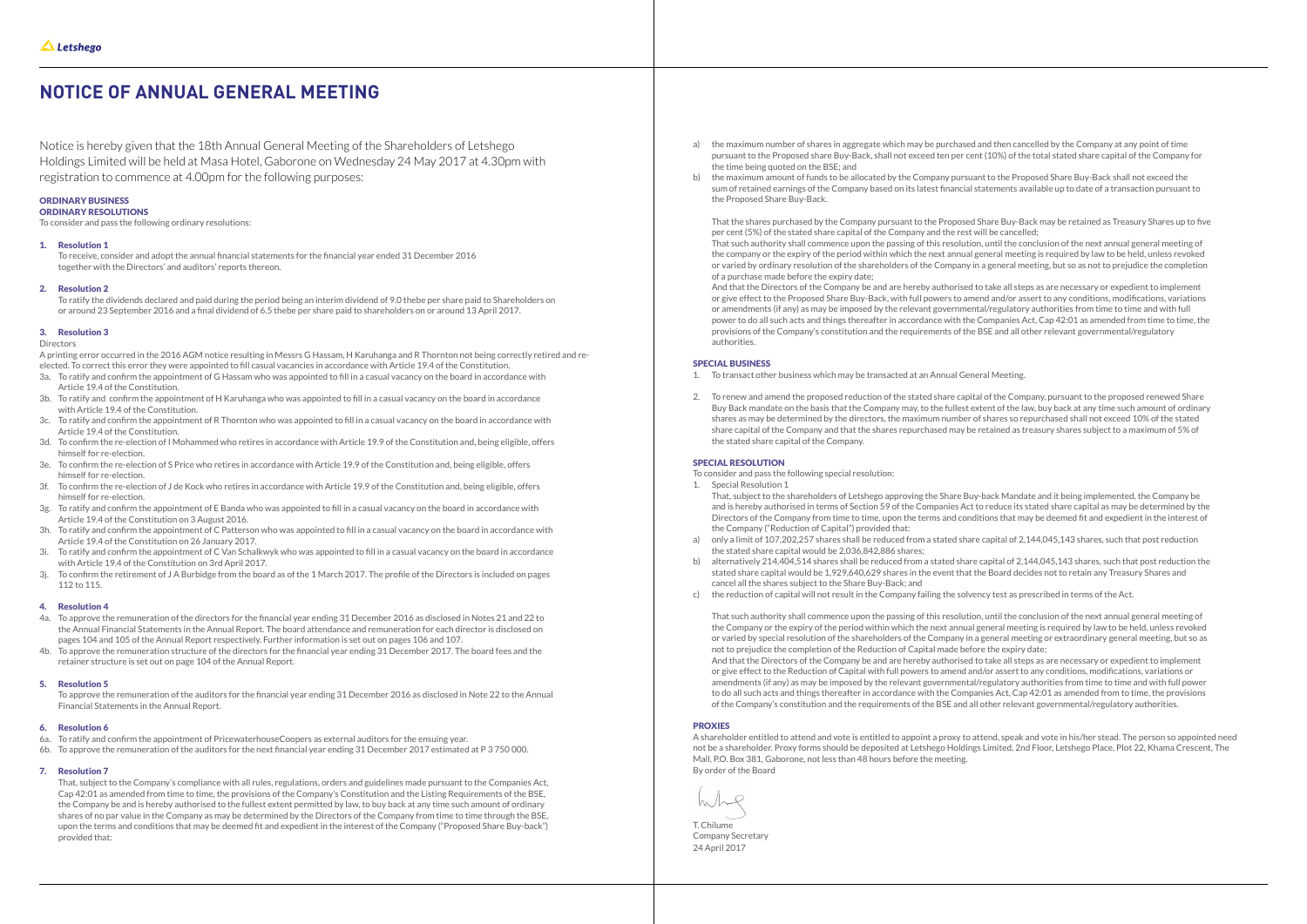# NOTICE OF ANNUAL GENERAL MEETING

Notice is hereby given that the 18th Annual General Meeting of the Shareholders of Letshego Holdings Limited will be held at Masa Hotel, Gaborone on Wednesday 24 May 2017 at 4.30pm with registration to commence at 4.00pm for the following purposes:

**ORDINARY BUSINESS**

**ORDINARY RESOLUTIONS**

To consider and pass the following ordinary resolutions:

**1. Resolution 1**

To receive, consider and adopt the annual financial statements for the financial year ended 31 December 2016 together with the Directors' and auditors' reports thereon.

**2. Resolution 2**

To ratify the dividends declared and paid during the period being an interim dividend of 9.0 thebe per share paid to Shareholders on or around 23 September 2016 and a final dividend of 6.5 thebe per share paid to shareholders on or around 13 April 2017.

**3. Resolution 3**

Directors

A printing error occurred in the 2016 AGM notice resulting in Messrs G Hassam, H Karuhanga and R Thornton not being correctly retired and re-elected. To correct this error they were appointed to fill casual vacancies in accordance with Article 19.4 of the Constitution.

3a. To ratify and confirm the appointment of G Hassam who was appointed to fill in a casual vacancy on the board in accordance with Article 19.4 of the Constitution.

3b. To ratify and confirm the appointment of H Karuhanga who was appointed to fill in a casual vacancy on the board in accordance with Article 19.4 of the Constitution.

3c. To ratify and confirm the appointment of R Thornton who was appointed to fill in a casual vacancy on the board in accordance with Article 19.4 of the Constitution.

3d. To confirm the re-election of I Mohammed who retires in accordance with Article 19.9 of the Constitution and, being eligible, offers himself for re-election.

3e. To confirm the re-election of S Price who retires in accordance with Article 19.9 of the Constitution and, being eligible, offers himself for re-election.

3f. To confirm the re-election of J de Kock who retires in accordance with Article 19.9 of the Constitution and, being eligible, offers himself for re-election.

3g. To ratify and confirm the appointment of E Banda who was appointed to fill in a casual vacancy on the board in accordance with Article 19.4 of the Constitution on 3 August 2016.

3h. To ratify and confirm the appointment of C Patterson who was appointed to fill in a casual vacancy on the board in accordance with Article 19.4 of the Constitution on 26 January 2017.

3i. To ratify and confirm the appointment of C Van Schalkwyk who was appointed to fill in a casual vacancy on the board in accordance with Article 19.4 of the Constitution on 3rd April 2017.

3j. To confirm the retirement of J A Burbidge from the board as of the 1 March 2017. The profile of the Directors is included on pages 112 to 115.

**4. Resolution 4**

4a. To approve the remuneration of the directors for the financial year ending 31 December 2016 as disclosed in Notes 21 and 22 to the Annual Financial Statements in the Annual Report. The board attendance and remuneration for each director is disclosed on pages 104 and 105 of the Annual Report respectively. Further information is set out on pages 106 and 107.

4b. To approve the remuneration structure of the directors for the financial year ending 31 December 2017. The board fees and the retainer structure is set out on page 104 of the Annual Report.

**5. Resolution 5**

To approve the remuneration of the auditors for the financial year ending 31 December 2016 as disclosed in Note 22 to the Annual Financial Statements in the Annual Report.

**6. Resolution 6**

6a. To ratify and confirm the appointment of PricewaterhouseCoopers as external auditors for the ensuing year.

6b. To approve the remuneration of the auditors for the next financial year ending 31 December 2017 estimated at P 3 750 000.

**7. Resolution 7**

That, subject to the Company's compliance with all rules, regulations, orders and guidelines made pursuant to the Companies Act, Cap 42:01 as amended from time to time, the provisions of the Company's Constitution and the Listing Requirements of the BSE, the Company be and is hereby authorised to the fullest extent permitted by law, to buy back at any time such amount of ordinary shares of no par value in the Company as may be determined by the Directors of the Company from time to time through the BSE, upon the terms and conditions that may be deemed fit and expedient in the interest of the Company ("Proposed Share Buy-back") provided that:

a) the maximum number of shares in aggregate which may be purchased and then cancelled by the Company at any point of time pursuant to the Proposed share Buy-Back, shall not exceed ten per cent (10%) of the total stated share capital of the Company for the time being quoted on the BSE; and

b) the maximum amount of funds to be allocated by the Company pursuant to the Proposed Share Buy-Back shall not exceed the sum of retained earnings of the Company based on its latest financial statements available up to date of a transaction pursuant to the Proposed Share Buy-Back.

That the shares purchased by the Company pursuant to the Proposed Share Buy-Back may be retained as Treasury Shares up to five per cent (5%) of the stated share capital of the Company and the rest will be cancelled;

That such authority shall commence upon the passing of this resolution, until the conclusion of the next annual general meeting of the company or the expiry of the period within which the next annual general meeting is required by law to be held, unless revoked or varied by ordinary resolution of the shareholders of the Company in a general meeting, but so as not to prejudice the completion of a purchase made before the expiry date;

And that the Directors of the Company be and are hereby authorised to take all steps as are necessary or expedient to implement or give effect to the Proposed Share Buy-Back, with full powers to amend and/or assert to any conditions, modifications, variations or amendments (if any) as may be imposed by the relevant governmental/regulatory authorities from time to time and with full power to do all such acts and things thereafter in accordance with the Companies Act, Cap 42:01 as amended from time to time, the provisions of the Company's constitution and the requirements of the BSE and all other relevant governmental/regulatory authorities.

**SPECIAL BUSINESS**

1. To transact other business which may be transacted at an Annual General Meeting.

2. To renew and amend the proposed reduction of the stated share capital of the Company, pursuant to the proposed renewed Share Buy Back mandate on the basis that the Company may, to the fullest extent of the law, buy back at any time such amount of ordinary shares as may be determined by the directors, the maximum number of shares so repurchased shall not exceed 10% of the stated share capital of the Company and that the shares repurchased may be retained as treasury shares subject to a maximum of 5% of the stated share capital of the Company.

**SPECIAL RESOLUTION**

To consider and pass the following special resolution:

1. Special Resolution 1

That, subject to the shareholders of Letshego approving the Share Buy-back Mandate and it being implemented, the Company be and is hereby authorised in terms of Section 59 of the Companies Act to reduce its stated share capital as may be determined by the Directors of the Company from time to time, upon the terms and conditions that may be deemed fit and expedient in the interest of the Company ("Reduction of Capital") provided that:

a) only a limit of 107,202,257 shares shall be reduced from a stated share capital of 2,144,045,143 shares, such that post reduction the stated share capital would be 2,036,842,886 shares;

b) alternatively 214,404,514 shares shall be reduced from a stated share capital of 2,144,045,143 shares, such that post reduction the stated share capital would be 1,929,640,629 shares in the event that the Board decides not to retain any Treasury Shares and cancel all the shares subject to the Share Buy-Back; and

c) the reduction of capital will not result in the Company failing the solvency test as prescribed in terms of the Act.

That such authority shall commence upon the passing of this resolution, until the conclusion of the next annual general meeting of the Company or the expiry of the period within which the next annual general meeting is required by law to be held, unless revoked or varied by special resolution of the shareholders of the Company in a general meeting or extraordinary general meeting, but so as not to prejudice the completion of the Reduction of Capital made before the expiry date;

And that the Directors of the Company be and are hereby authorised to take all steps as are necessary or expedient to implement or give effect to the Reduction of Capital with full powers to amend and/or assert to any conditions, modifications, variations or amendments (if any) as may be imposed by the relevant governmental/regulatory authorities from time to time and with full power to do all such acts and things thereafter in accordance with the Companies Act, Cap 42:01 as amended from time to time, the provisions of the Company's constitution and the requirements of the BSE and all other relevant governmental/regulatory authorities.

**PROXIES**

A shareholder entitled to attend and vote is entitled to appoint a proxy to attend, speak and vote in his/her stead. The person so appointed need not be a shareholder. Proxy forms should be deposited at Letshego Holdings Limited, 2nd Floor, Letshego Place, Plot 22, Khama Crescent, The Mall, P.O. Box 381, Gaborone, not less than 48 hours before the meeting.

By order of the Board

T. Chilume
Company Secretary
24 April 2017